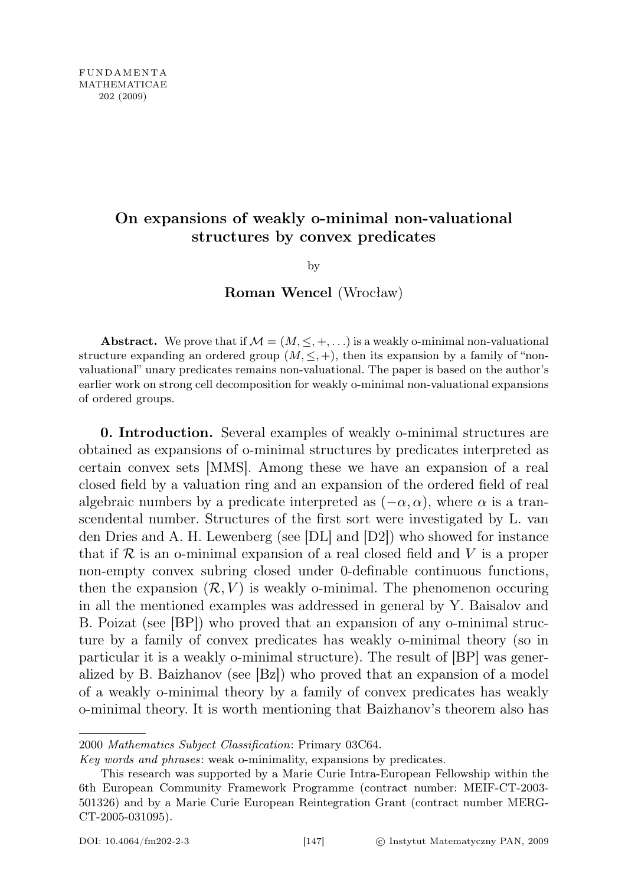# On expansions of weakly o-minimal non-valuational structures by convex predicates

by

**Roman Wencel** (Wrocław)

**Abstract.** We prove that if $\mathcal{M} = (M, \leq, +, \ldots)$ is a weakly o-minimal non-valuational structure expanding an ordered group $(M, \leq, +)$, then its expansion by a family of "non-valuational" unary predicates remains non-valuational. The paper is based on the author's earlier work on strong cell decomposition for weakly o-minimal non-valuational expansions of ordered groups.

**0. Introduction.** Several examples of weakly o-minimal structures are obtained as expansions of o-minimal structures by predicates interpreted as certain convex sets [MMS]. Among these we have an expansion of a real closed field by a valuation ring and an expansion of the ordered field of real algebraic numbers by a predicate interpreted as $(-\alpha, \alpha)$, where $\alpha$ is a transcendental number. Structures of the first sort were investigated by L. van den Dries and A. H. Lewenberg (see [DL] and [D2]) who showed for instance that if $\mathcal{R}$ is an o-minimal expansion of a real closed field and $V$ is a proper non-empty convex subring closed under 0-definable continuous functions, then the expansion $(\mathcal{R}, V)$ is weakly o-minimal. The phenomenon occuring in all the mentioned examples was addressed in general by Y. Baisalov and B. Poizat (see [BP]) who proved that an expansion of any o-minimal structure by a family of convex predicates has weakly o-minimal theory (so in particular it is a weakly o-minimal structure). The result of [BP] was generalized by B. Baizhanov (see [Bz]) who proved that an expansion of a model of a weakly o-minimal theory by a family of convex predicates has weakly o-minimal theory. It is worth mentioning that Baizhanov's theorem also has

---

2000 *Mathematics Subject Classification*: Primary 03C64.

*Key words and phrases*: weak o-minimality, expansions by predicates.

This research was supported by a Marie Curie Intra-European Fellowship within the 6th European Community Framework Programme (contract number: MEIF-CT-2003-501326) and by a Marie Curie European Reintegration Grant (contract number MERG-CT-2005-031095).

DOI: 10.4064/fm202-2-3 © Instytut Matematyczny PAN, 2009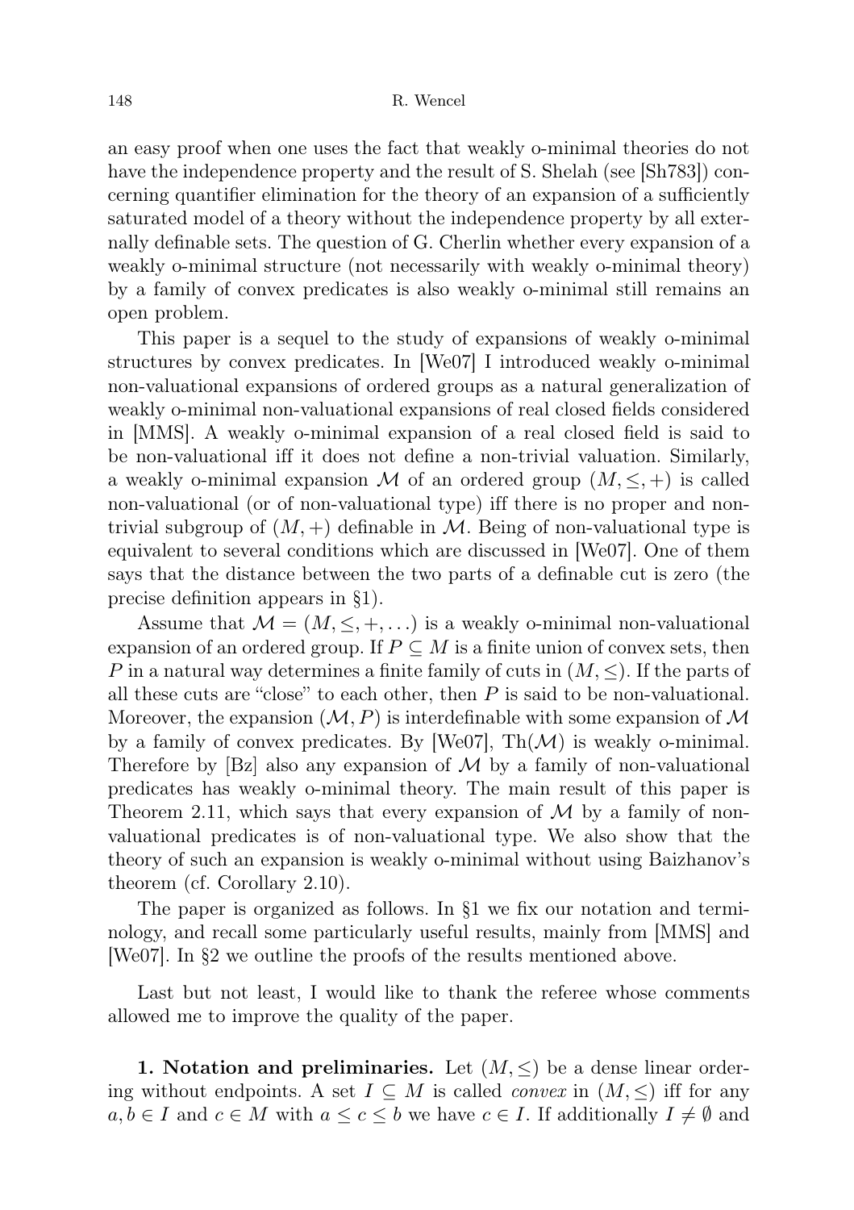an easy proof when one uses the fact that weakly o-minimal theories do not have the independence property and the result of S. Shelah (see [Sh783]) concerning quantifier elimination for the theory of an expansion of a sufficiently saturated model of a theory without the independence property by all externally definable sets. The question of G. Cherlin whether every expansion of a weakly o-minimal structure (not necessarily with weakly o-minimal theory) by a family of convex predicates is also weakly o-minimal still remains an open problem.

This paper is a sequel to the study of expansions of weakly o-minimal structures by convex predicates. In [We07] I introduced weakly o-minimal non-valuational expansions of ordered groups as a natural generalization of weakly o-minimal non-valuational expansions of real closed fields considered in [MMS]. A weakly o-minimal expansion of a real closed field is said to be non-valuational iff it does not define a non-trivial valuation. Similarly, a weakly o-minimal expansion $\mathcal{M}$ of an ordered group $(M, \leq, +)$ is called non-valuational (or of non-valuational type) iff there is no proper and non-trivial subgroup of $(M, +)$ definable in $\mathcal{M}$. Being of non-valuational type is equivalent to several conditions which are discussed in [We07]. One of them says that the distance between the two parts of a definable cut is zero (the precise definition appears in §1).

Assume that $\mathcal{M} = (M, \leq, +, \ldots)$ is a weakly o-minimal non-valuational expansion of an ordered group. If $P \subseteq M$ is a finite union of convex sets, then $P$ in a natural way determines a finite family of cuts in $(M, \leq)$. If the parts of all these cuts are "close" to each other, then $P$ is said to be non-valuational. Moreover, the expansion $(\mathcal{M}, P)$ is interdefinable with some expansion of $\mathcal{M}$ by a family of convex predicates. By [We07], $\mathrm{Th}(\mathcal{M})$ is weakly o-minimal. Therefore by [Bz] also any expansion of $\mathcal{M}$ by a family of non-valuational predicates has weakly o-minimal theory. The main result of this paper is Theorem 2.11, which says that every expansion of $\mathcal{M}$ by a family of non-valuational predicates is of non-valuational type. We also show that the theory of such an expansion is weakly o-minimal without using Baizhanov's theorem (cf. Corollary 2.10).

The paper is organized as follows. In §1 we fix our notation and terminology, and recall some particularly useful results, mainly from [MMS] and [We07]. In §2 we outline the proofs of the results mentioned above.

Last but not least, I would like to thank the referee whose comments allowed me to improve the quality of the paper.

**1. Notation and preliminaries.** Let $(M, \leq)$ be a dense linear ordering without endpoints. A set $I \subseteq M$ is called *convex* in $(M, \leq)$ iff for any $a, b \in I$ and $c \in M$ with $a \leq c \leq b$ we have $c \in I$. If additionally $I \neq \emptyset$ and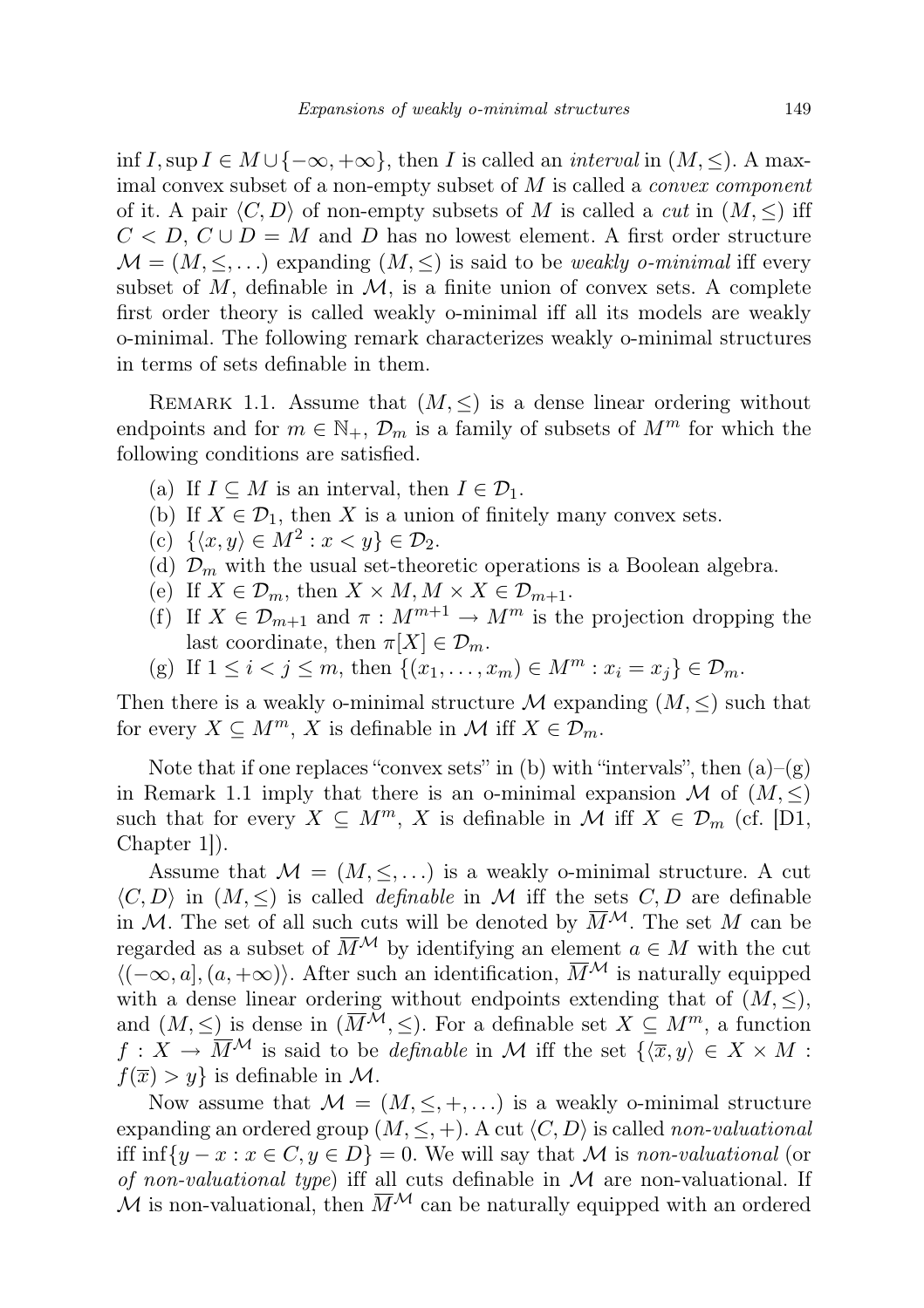$\inf I, \sup I \in M \cup \{-\infty, +\infty\}$, then $I$ is called an *interval* in $(M, \leq)$. A maximal convex subset of a non-empty subset of $M$ is called a *convex component* of it. A pair $\langle C, D\rangle$ of non-empty subsets of $M$ is called a *cut* in $(M, \leq)$ iff $C < D$, $C \cup D = M$ and $D$ has no lowest element. A first order structure $\mathcal{M} = (M, \leq, \ldots)$ expanding $(M, \leq)$ is said to be *weakly o-minimal* iff every subset of $M$, definable in $\mathcal{M}$, is a finite union of convex sets. A complete first order theory is called weakly o-minimal iff all its models are weakly o-minimal. The following remark characterizes weakly o-minimal structures in terms of sets definable in them.

REMARK 1.1. Assume that $(M, \leq)$ is a dense linear ordering without endpoints and for $m \in \mathbb{N}_+$, $\mathcal{D}_m$ is a family of subsets of $M^m$ for which the following conditions are satisfied.

(a) If $I \subseteq M$ is an interval, then $I \in \mathcal{D}_1$.
(b) If $X \in \mathcal{D}_1$, then $X$ is a union of finitely many convex sets.
(c) $\{\langle x, y\rangle \in M^2 : x < y\} \in \mathcal{D}_2$.
(d) $\mathcal{D}_m$ with the usual set-theoretic operations is a Boolean algebra.
(e) If $X \in \mathcal{D}_m$, then $X \times M, M \times X \in \mathcal{D}_{m+1}$.
(f) If $X \in \mathcal{D}_{m+1}$ and $\pi : M^{m+1} \to M^m$ is the projection dropping the last coordinate, then $\pi[X] \in \mathcal{D}_m$.
(g) If $1 \leq i < j \leq m$, then $\{(x_1, \ldots, x_m) \in M^m : x_i = x_j\} \in \mathcal{D}_m$.

Then there is a weakly o-minimal structure $\mathcal{M}$ expanding $(M, \leq)$ such that for every $X \subseteq M^m$, $X$ is definable in $\mathcal{M}$ iff $X \in \mathcal{D}_m$.

Note that if one replaces "convex sets" in (b) with "intervals", then (a)–(g) in Remark 1.1 imply that there is an o-minimal expansion $\mathcal{M}$ of $(M, \leq)$ such that for every $X \subseteq M^m$, $X$ is definable in $\mathcal{M}$ iff $X \in \mathcal{D}_m$ (cf. [D1, Chapter 1]).

Assume that $\mathcal{M} = (M, \leq, \ldots)$ is a weakly o-minimal structure. A cut $\langle C, D\rangle$ in $(M, \leq)$ is called *definable* in $\mathcal{M}$ iff the sets $C, D$ are definable in $\mathcal{M}$. The set of all such cuts will be denoted by $\overline{M}^{\mathcal{M}}$. The set $M$ can be regarded as a subset of $\overline{M}^{\mathcal{M}}$ by identifying an element $a \in M$ with the cut $\langle(-\infty, a], (a, +\infty)\rangle$. After such an identification, $\overline{M}^{\mathcal{M}}$ is naturally equipped with a dense linear ordering without endpoints extending that of $(M, \leq)$, and $(M, \leq)$ is dense in $(\overline{M}^{\mathcal{M}}, \leq)$. For a definable set $X \subseteq M^m$, a function $f : X \to \overline{M}^{\mathcal{M}}$ is said to be *definable* in $\mathcal{M}$ iff the set $\{\langle \overline{x}, y\rangle \in X \times M : f(\overline{x}) > y\}$ is definable in $\mathcal{M}$.

Now assume that $\mathcal{M} = (M, \leq, +, \ldots)$ is a weakly o-minimal structure expanding an ordered group $(M, \leq, +)$. A cut $\langle C, D\rangle$ is called *non-valuational* iff $\inf\{y - x : x \in C, y \in D\} = 0$. We will say that $\mathcal{M}$ is *non-valuational* (or *of non-valuational type*) iff all cuts definable in $\mathcal{M}$ are non-valuational. If $\mathcal{M}$ is non-valuational, then $\overline{M}^{\mathcal{M}}$ can be naturally equipped with an ordered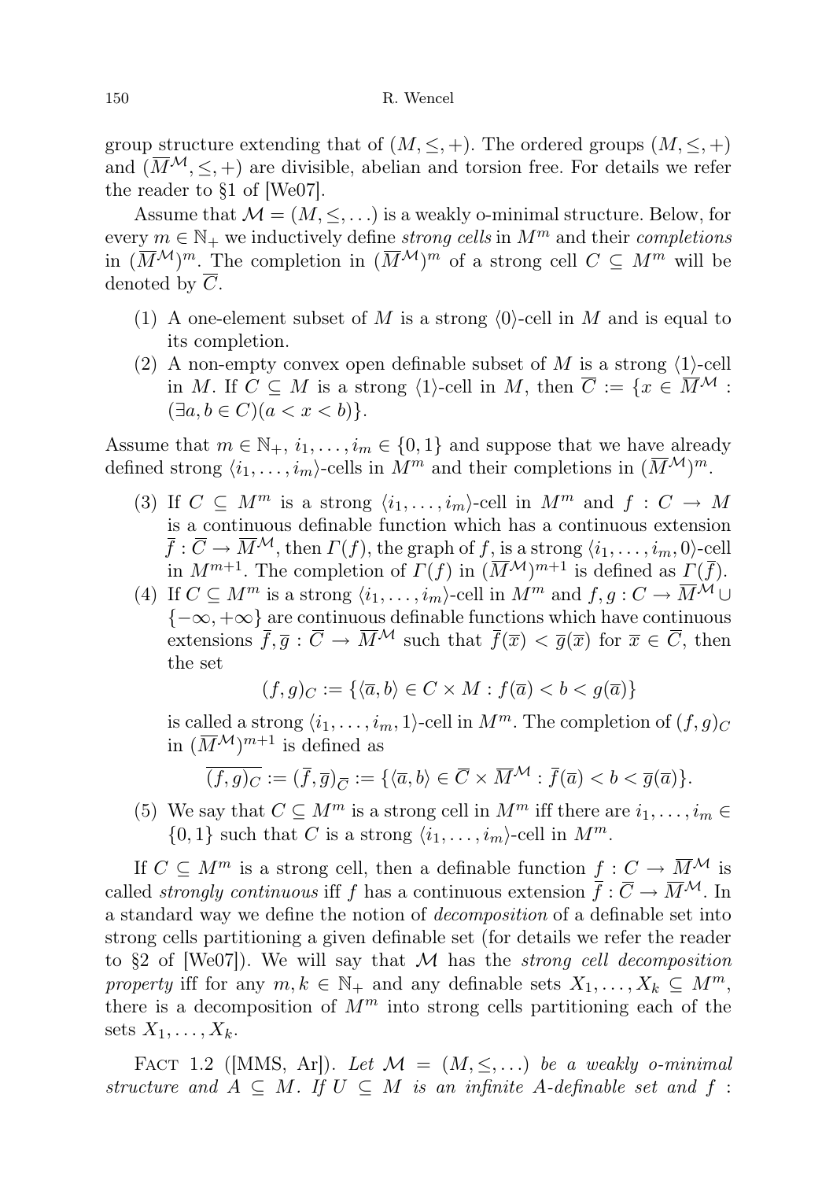group structure extending that of $(M, \leq, +)$. The ordered groups $(M, \leq, +)$ and $(\overline{M}^{\mathcal{M}}, \leq, +)$ are divisible, abelian and torsion free. For details we refer the reader to §1 of [We07].

Assume that $\mathcal{M} = (M, \leq, \ldots)$ is a weakly o-minimal structure. Below, for every $m \in \mathbb{N}_+$ we inductively define *strong cells* in $M^m$ and their *completions* in $(\overline{M}^{\mathcal{M}})^m$. The completion in $(\overline{M}^{\mathcal{M}})^m$ of a strong cell $C \subseteq M^m$ will be denoted by $\overline{C}$.

(1) A one-element subset of $M$ is a strong $\langle 0 \rangle$-cell in $M$ and is equal to its completion.
(2) A non-empty convex open definable subset of $M$ is a strong $\langle 1 \rangle$-cell in $M$. If $C \subseteq M$ is a strong $\langle 1 \rangle$-cell in $M$, then $\overline{C} := \{x \in \overline{M}^{\mathcal{M}} : (\exists a, b \in C)(a < x < b)\}$.

Assume that $m \in \mathbb{N}_+$, $i_1, \ldots, i_m \in \{0, 1\}$ and suppose that we have already defined strong $\langle i_1, \ldots, i_m \rangle$-cells in $M^m$ and their completions in $(\overline{M}^{\mathcal{M}})^m$.

(3) If $C \subseteq M^m$ is a strong $\langle i_1, \ldots, i_m \rangle$-cell in $M^m$ and $f : C \to M$ is a continuous definable function which has a continuous extension $\overline{f} : \overline{C} \to \overline{M}^{\mathcal{M}}$, then $\Gamma(f)$, the graph of $f$, is a strong $\langle i_1, \ldots, i_m, 0 \rangle$-cell in $M^{m+1}$. The completion of $\Gamma(f)$ in $(\overline{M}^{\mathcal{M}})^{m+1}$ is defined as $\Gamma(\overline{f})$.
(4) If $C \subseteq M^m$ is a strong $\langle i_1, \ldots, i_m \rangle$-cell in $M^m$ and $f, g : C \to \overline{M}^{\mathcal{M}} \cup \{-\infty, +\infty\}$ are continuous definable functions which have continuous extensions $\overline{f}, \overline{g} : \overline{C} \to \overline{M}^{\mathcal{M}}$ such that $\overline{f}(\overline{x}) < \overline{g}(\overline{x})$ for $\overline{x} \in \overline{C}$, then the set
$$(f, g)_C := \{\langle \overline{a}, b \rangle \in C \times M : f(\overline{a}) < b < g(\overline{a})\}$$
is called a strong $\langle i_1, \ldots, i_m, 1 \rangle$-cell in $M^m$. The completion of $(f, g)_C$ in $(\overline{M}^{\mathcal{M}})^{m+1}$ is defined as
$$\overline{(f, g)_C} := (\overline{f}, \overline{g})_{\overline{C}} := \{\langle \overline{a}, b \rangle \in \overline{C} \times \overline{M}^{\mathcal{M}} : \overline{f}(\overline{a}) < b < \overline{g}(\overline{a})\}.$$
(5) We say that $C \subseteq M^m$ is a strong cell in $M^m$ iff there are $i_1, \ldots, i_m \in \{0, 1\}$ such that $C$ is a strong $\langle i_1, \ldots, i_m \rangle$-cell in $M^m$.

If $C \subseteq M^m$ is a strong cell, then a definable function $f : C \to \overline{M}^{\mathcal{M}}$ is called *strongly continuous* iff $f$ has a continuous extension $\overline{f} : \overline{C} \to \overline{M}^{\mathcal{M}}$. In a standard way we define the notion of *decomposition* of a definable set into strong cells partitioning a given definable set (for details we refer the reader to §2 of [We07]). We will say that $\mathcal{M}$ has the *strong cell decomposition property* iff for any $m, k \in \mathbb{N}_+$ and any definable sets $X_1, \ldots, X_k \subseteq M^m$, there is a decomposition of $M^m$ into strong cells partitioning each of the sets $X_1, \ldots, X_k$.

FACT 1.2 ([MMS, Ar]). *Let $\mathcal{M} = (M, \leq, \ldots)$ be a weakly o-minimal structure and $A \subseteq M$. If $U \subseteq M$ is an infinite $A$-definable set and $f$ :*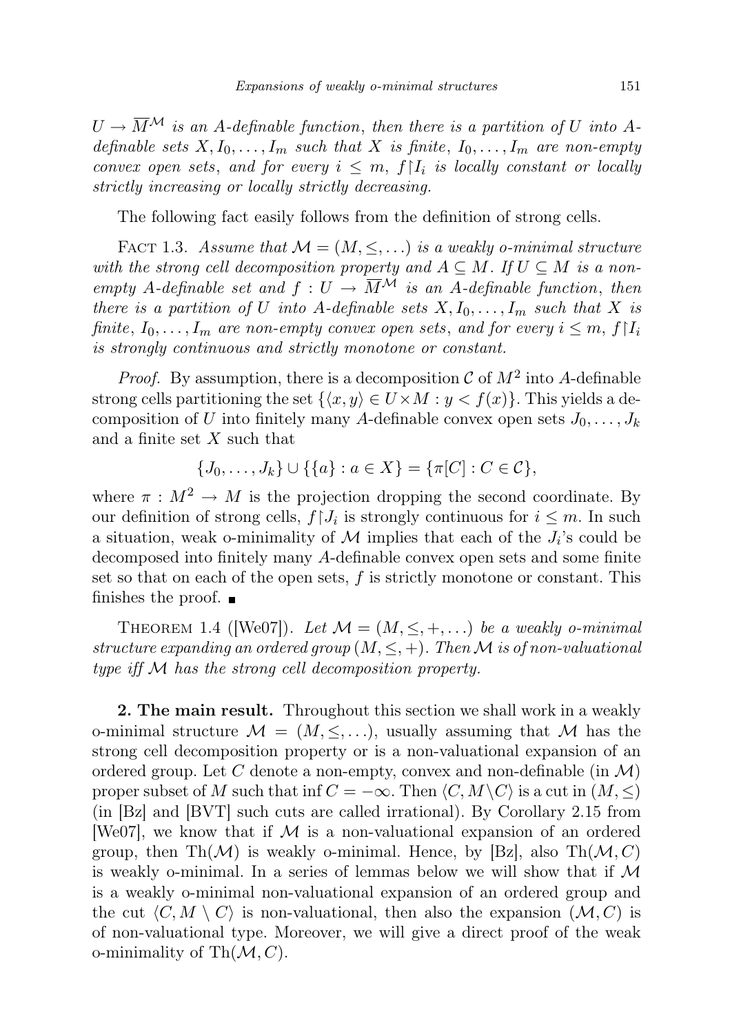$U \to \overline{M}^{\mathcal{M}}$ *is an* $A$*-definable function*, *then there is a partition of* $U$ *into* $A$*-definable sets* $X, I_0, \ldots, I_m$ *such that* $X$ *is finite*, $I_0, \ldots, I_m$ *are non-empty convex open sets*, *and for every* $i \le m$, $f{\restriction}I_i$ *is locally constant or locally strictly increasing or locally strictly decreasing.*

The following fact easily follows from the definition of strong cells.

FACT 1.3. *Assume that* $\mathcal{M} = (M, \le, \ldots)$ *is a weakly o-minimal structure with the strong cell decomposition property and* $A \subseteq M$. *If* $U \subseteq M$ *is a non-empty* $A$*-definable set and* $f : U \to \overline{M}^{\mathcal{M}}$ *is an* $A$*-definable function*, *then there is a partition of* $U$ *into* $A$*-definable sets* $X, I_0, \ldots, I_m$ *such that* $X$ *is finite*, $I_0, \ldots, I_m$ *are non-empty convex open sets*, *and for every* $i \le m$, $f{\restriction}I_i$ *is strongly continuous and strictly monotone or constant.*

*Proof.* By assumption, there is a decomposition $\mathcal{C}$ of $M^2$ into $A$-definable strong cells partitioning the set $\{\langle x, y\rangle \in U \times M : y < f(x)\}$. This yields a decomposition of $U$ into finitely many $A$-definable convex open sets $J_0, \ldots, J_k$ and a finite set $X$ such that

$$\{J_0, \ldots, J_k\} \cup \{\{a\} : a \in X\} = \{\pi[C] : C \in \mathcal{C}\},$$

where $\pi : M^2 \to M$ is the projection dropping the second coordinate. By our definition of strong cells, $f{\restriction}J_i$ is strongly continuous for $i \le m$. In such a situation, weak o-minimality of $\mathcal{M}$ implies that each of the $J_i$'s could be decomposed into finitely many $A$-definable convex open sets and some finite set so that on each of the open sets, $f$ is strictly monotone or constant. This finishes the proof. ∎

THEOREM 1.4 ([We07]). *Let* $\mathcal{M} = (M, \le, +, \ldots)$ *be a weakly o-minimal structure expanding an ordered group* $(M, \le, +)$. *Then* $\mathcal{M}$ *is of non-valuational type iff* $\mathcal{M}$ *has the strong cell decomposition property.*

**2. The main result.** Throughout this section we shall work in a weakly o-minimal structure $\mathcal{M} = (M, \le, \ldots)$, usually assuming that $\mathcal{M}$ has the strong cell decomposition property or is a non-valuational expansion of an ordered group. Let $C$ denote a non-empty, convex and non-definable (in $\mathcal{M}$) proper subset of $M$ such that $\inf C = -\infty$. Then $\langle C, M \setminus C\rangle$ is a cut in $(M, \le)$ (in [Bz] and [BVT] such cuts are called irrational). By Corollary 2.15 from [We07], we know that if $\mathcal{M}$ is a non-valuational expansion of an ordered group, then $\mathrm{Th}(\mathcal{M})$ is weakly o-minimal. Hence, by [Bz], also $\mathrm{Th}(\mathcal{M}, C)$ is weakly o-minimal. In a series of lemmas below we will show that if $\mathcal{M}$ is a weakly o-minimal non-valuational expansion of an ordered group and the cut $\langle C, M \setminus C\rangle$ is non-valuational, then also the expansion $(\mathcal{M}, C)$ is of non-valuational type. Moreover, we will give a direct proof of the weak o-minimality of $\mathrm{Th}(\mathcal{M}, C)$.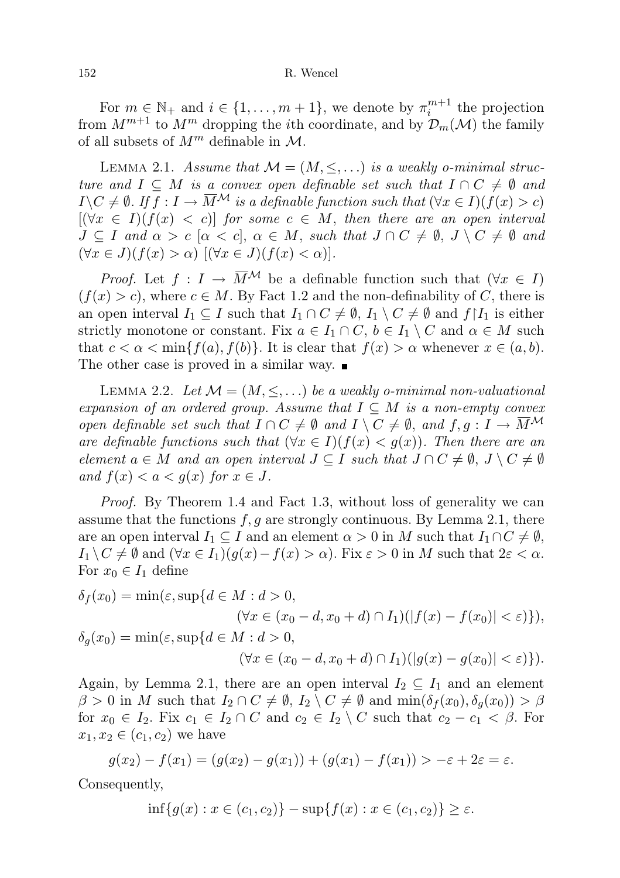For $m \in \mathbb{N}_+$ and $i \in \{1, \dots, m+1\}$, we denote by $\pi_i^{m+1}$ the projection from $M^{m+1}$ to $M^m$ dropping the $i$th coordinate, and by $\mathcal{D}_m(\mathcal{M})$ the family of all subsets of $M^m$ definable in $\mathcal{M}$.

LEMMA 2.1. *Assume that $\mathcal{M} = (M, \leq, \dots)$ is a weakly o-minimal structure and $I \subseteq M$ is a convex open definable set such that $I \cap C \neq \emptyset$ and $I \setminus C \neq \emptyset$. If $f : I \to \overline{M}^{\mathcal{M}}$ is a definable function such that $(\forall x \in I)(f(x) > c)$ $[(\forall x \in I)(f(x) < c)]$ for some $c \in M$, then there are an open interval $J \subseteq I$ and $\alpha > c$ $[\alpha < c]$, $\alpha \in M$, such that $J \cap C \neq \emptyset$, $J \setminus C \neq \emptyset$ and $(\forall x \in J)(f(x) > \alpha)$ $[(\forall x \in J)(f(x) < \alpha)]$.*

*Proof.* Let $f : I \to \overline{M}^{\mathcal{M}}$ be a definable function such that $(\forall x \in I)$ $(f(x) > c)$, where $c \in M$. By Fact 1.2 and the non-definability of $C$, there is an open interval $I_1 \subseteq I$ such that $I_1 \cap C \neq \emptyset$, $I_1 \setminus C \neq \emptyset$ and $f \restriction I_1$ is either strictly monotone or constant. Fix $a \in I_1 \cap C$, $b \in I_1 \setminus C$ and $\alpha \in M$ such that $c < \alpha < \min\{f(a), f(b)\}$. It is clear that $f(x) > \alpha$ whenever $x \in (a, b)$. The other case is proved in a similar way. ■

LEMMA 2.2. *Let $\mathcal{M} = (M, \leq, \dots)$ be a weakly o-minimal non-valuational expansion of an ordered group. Assume that $I \subseteq M$ is a non-empty convex open definable set such that $I \cap C \neq \emptyset$ and $I \setminus C \neq \emptyset$, and $f, g : I \to \overline{M}^{\mathcal{M}}$ are definable functions such that $(\forall x \in I)(f(x) < g(x))$. Then there are an element $a \in M$ and an open interval $J \subseteq I$ such that $J \cap C \neq \emptyset$, $J \setminus C \neq \emptyset$ and $f(x) < a < g(x)$ for $x \in J$.*

*Proof.* By Theorem 1.4 and Fact 1.3, without loss of generality we can assume that the functions $f, g$ are strongly continuous. By Lemma 2.1, there are an open interval $I_1 \subseteq I$ and an element $\alpha > 0$ in $M$ such that $I_1 \cap C \neq \emptyset$, $I_1 \setminus C \neq \emptyset$ and $(\forall x \in I_1)(g(x) - f(x) > \alpha)$. Fix $\varepsilon > 0$ in $M$ such that $2\varepsilon < \alpha$. For $x_0 \in I_1$ define

$$\delta_f(x_0) = \min(\varepsilon, \sup\{d \in M : d > 0, (\forall x \in (x_0 - d, x_0 + d) \cap I_1)(|f(x) - f(x_0)| < \varepsilon)\}),$$
$$\delta_g(x_0) = \min(\varepsilon, \sup\{d \in M : d > 0, (\forall x \in (x_0 - d, x_0 + d) \cap I_1)(|g(x) - g(x_0)| < \varepsilon)\}).$$

Again, by Lemma 2.1, there are an open interval $I_2 \subseteq I_1$ and an element $\beta > 0$ in $M$ such that $I_2 \cap C \neq \emptyset$, $I_2 \setminus C \neq \emptyset$ and $\min(\delta_f(x_0), \delta_g(x_0)) > \beta$ for $x_0 \in I_2$. Fix $c_1 \in I_2 \cap C$ and $c_2 \in I_2 \setminus C$ such that $c_2 - c_1 < \beta$. For $x_1, x_2 \in (c_1, c_2)$ we have

$$g(x_2) - f(x_1) = (g(x_2) - g(x_1)) + (g(x_1) - f(x_1)) > -\varepsilon + 2\varepsilon = \varepsilon.$$

Consequently,

$$\inf\{g(x) : x \in (c_1, c_2)\} - \sup\{f(x) : x \in (c_1, c_2)\} \geq \varepsilon.$$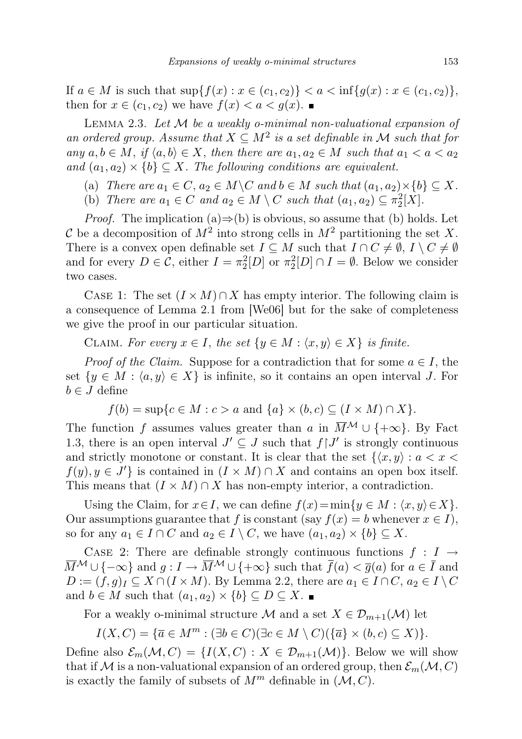If $a \in M$ is such that $\sup\{f(x) : x \in (c_1, c_2)\} < a < \inf\{g(x) : x \in (c_1, c_2)\}$, then for $x \in (c_1, c_2)$ we have $f(x) < a < g(x)$. ∎

Lemma 2.3. *Let $\mathcal{M}$ be a weakly o-minimal non-valuational expansion of an ordered group. Assume that $X \subseteq M^2$ is a set definable in $\mathcal{M}$ such that for any $a, b \in M$, if $\langle a, b\rangle \in X$, then there are $a_1, a_2 \in M$ such that $a_1 < a < a_2$ and $(a_1, a_2) \times \{b\} \subseteq X$. The following conditions are equivalent.*

(a) *There are $a_1 \in C$, $a_2 \in M \setminus C$ and $b \in M$ such that $(a_1, a_2) \times \{b\} \subseteq X$.*

(b) *There are $a_1 \in C$ and $a_2 \in M \setminus C$ such that $(a_1, a_2) \subseteq \pi_2^2[X]$.*

*Proof.* The implication (a)⇒(b) is obvious, so assume that (b) holds. Let $\mathcal{C}$ be a decomposition of $M^2$ into strong cells in $M^2$ partitioning the set $X$. There is a convex open definable set $I \subseteq M$ such that $I \cap C \neq \emptyset$, $I \setminus C \neq \emptyset$ and for every $D \in \mathcal{C}$, either $I = \pi_2^2[D]$ or $\pi_2^2[D] \cap I = \emptyset$. Below we consider two cases.

Case 1: The set $(I \times M) \cap X$ has empty interior. The following claim is a consequence of Lemma 2.1 from [We06] but for the sake of completeness we give the proof in our particular situation.

Claim. *For every $x \in I$, the set $\{y \in M : \langle x, y\rangle \in X\}$ is finite.*

*Proof of the Claim.* Suppose for a contradiction that for some $a \in I$, the set $\{y \in M : \langle a, y\rangle \in X\}$ is infinite, so it contains an open interval $J$. For $b \in J$ define

$$f(b) = \sup\{c \in M : c > a \text{ and } \{a\} \times (b, c) \subseteq (I \times M) \cap X\}.$$

The function $f$ assumes values greater than $a$ in $\overline{M}^{\mathcal{M}} \cup \{+\infty\}$. By Fact 1.3, there is an open interval $J' \subseteq J$ such that $f{\restriction}J'$ is strongly continuous and strictly monotone or constant. It is clear that the set $\{\langle x, y\rangle : a < x < f(y), y \in J'\}$ is contained in $(I \times M) \cap X$ and contains an open box itself. This means that $(I \times M) \cap X$ has non-empty interior, a contradiction.

Using the Claim, for $x \in I$, we can define $f(x) = \min\{y \in M : \langle x, y\rangle \in X\}$. Our assumptions guarantee that $f$ is constant (say $f(x) = b$ whenever $x \in I$), so for any $a_1 \in I \cap C$ and $a_2 \in I \setminus C$, we have $(a_1, a_2) \times \{b\} \subseteq X$.

Case 2: There are definable strongly continuous functions $f : I \to \overline{M}^{\mathcal{M}} \cup \{-\infty\}$ and $g : I \to \overline{M}^{\mathcal{M}} \cup \{+\infty\}$ such that $\overline{f}(a) < \overline{g}(a)$ for $a \in \overline{I}$ and $D := (f, g)_I \subseteq X \cap (I \times M)$. By Lemma 2.2, there are $a_1 \in I \cap C$, $a_2 \in I \setminus C$ and $b \in M$ such that $(a_1, a_2) \times \{b\} \subseteq D \subseteq X$. ∎

For a weakly o-minimal structure $\mathcal{M}$ and a set $X \in \mathcal{D}_{m+1}(\mathcal{M})$ let

$$I(X, C) = \{\overline{a} \in M^m : (\exists b \in C)(\exists c \in M \setminus C)(\{\overline{a}\} \times (b, c) \subseteq X)\}.$$

Define also $\mathcal{E}_m(\mathcal{M}, C) = \{I(X, C) : X \in \mathcal{D}_{m+1}(\mathcal{M})\}$. Below we will show that if $\mathcal{M}$ is a non-valuational expansion of an ordered group, then $\mathcal{E}_m(\mathcal{M}, C)$ is exactly the family of subsets of $M^m$ definable in $(\mathcal{M}, C)$.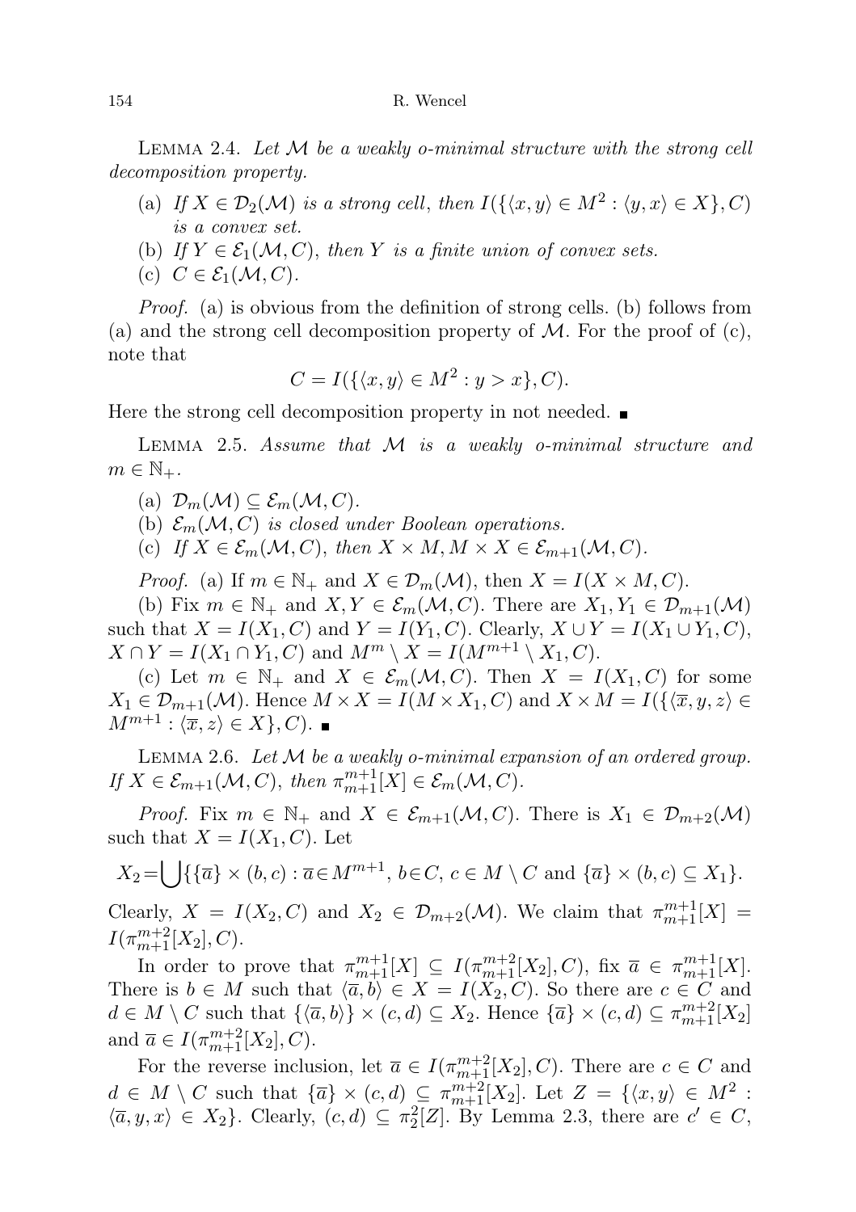LEMMA 2.4. *Let $\mathcal{M}$ be a weakly o-minimal structure with the strong cell decomposition property.*

(a) *If $X \in \mathcal{D}_2(\mathcal{M})$ is a strong cell, then $I(\{\langle x, y\rangle \in M^2 : \langle y, x\rangle \in X\}, C)$ is a convex set.*
(b) *If $Y \in \mathcal{E}_1(\mathcal{M}, C)$, then $Y$ is a finite union of convex sets.*
(c) $C \in \mathcal{E}_1(\mathcal{M}, C)$.

*Proof.* (a) is obvious from the definition of strong cells. (b) follows from (a) and the strong cell decomposition property of $\mathcal{M}$. For the proof of (c), note that

$$C = I(\{\langle x, y\rangle \in M^2 : y > x\}, C).$$

Here the strong cell decomposition property in not needed. ∎

LEMMA 2.5. *Assume that $\mathcal{M}$ is a weakly o-minimal structure and $m \in \mathbb{N}_+$.*

(a) $\mathcal{D}_m(\mathcal{M}) \subseteq \mathcal{E}_m(\mathcal{M}, C)$.
(b) *$\mathcal{E}_m(\mathcal{M}, C)$ is closed under Boolean operations.*
(c) *If $X \in \mathcal{E}_m(\mathcal{M}, C)$, then $X \times M, M \times X \in \mathcal{E}_{m+1}(\mathcal{M}, C)$.*

*Proof.* (a) If $m \in \mathbb{N}_+$ and $X \in \mathcal{D}_m(\mathcal{M})$, then $X = I(X \times M, C)$.

(b) Fix $m \in \mathbb{N}_+$ and $X, Y \in \mathcal{E}_m(\mathcal{M}, C)$. There are $X_1, Y_1 \in \mathcal{D}_{m+1}(\mathcal{M})$ such that $X = I(X_1, C)$ and $Y = I(Y_1, C)$. Clearly, $X \cup Y = I(X_1 \cup Y_1, C)$, $X \cap Y = I(X_1 \cap Y_1, C)$ and $M^m \setminus X = I(M^{m+1} \setminus X_1, C)$.

(c) Let $m \in \mathbb{N}_+$ and $X \in \mathcal{E}_m(\mathcal{M}, C)$. Then $X = I(X_1, C)$ for some $X_1 \in \mathcal{D}_{m+1}(\mathcal{M})$. Hence $M \times X = I(M \times X_1, C)$ and $X \times M = I(\{\langle \overline{x}, y, z\rangle \in M^{m+1} : \langle \overline{x}, z\rangle \in X\}, C)$. ∎

LEMMA 2.6. *Let $\mathcal{M}$ be a weakly o-minimal expansion of an ordered group. If $X \in \mathcal{E}_{m+1}(\mathcal{M}, C)$, then $\pi^{m+1}_{m+1}[X] \in \mathcal{E}_m(\mathcal{M}, C)$.*

*Proof.* Fix $m \in \mathbb{N}_+$ and $X \in \mathcal{E}_{m+1}(\mathcal{M}, C)$. There is $X_1 \in \mathcal{D}_{m+2}(\mathcal{M})$ such that $X = I(X_1, C)$. Let

$$X_2 = \bigcup\{\{\overline{a}\} \times (b, c) : \overline{a} \in M^{m+1},\ b \in C,\ c \in M \setminus C \text{ and } \{\overline{a}\} \times (b, c) \subseteq X_1\}.$$

Clearly, $X = I(X_2, C)$ and $X_2 \in \mathcal{D}_{m+2}(\mathcal{M})$. We claim that $\pi^{m+1}_{m+1}[X] = I(\pi^{m+2}_{m+1}[X_2], C)$.

In order to prove that $\pi^{m+1}_{m+1}[X] \subseteq I(\pi^{m+2}_{m+1}[X_2], C)$, fix $\overline{a} \in \pi^{m+1}_{m+1}[X]$. There is $b \in M$ such that $\langle \overline{a}, b\rangle \in X = I(X_2, C)$. So there are $c \in C$ and $d \in M \setminus C$ such that $\{\langle \overline{a}, b\rangle\} \times (c, d) \subseteq X_2$. Hence $\{\overline{a}\} \times (c, d) \subseteq \pi^{m+2}_{m+1}[X_2]$ and $\overline{a} \in I(\pi^{m+2}_{m+1}[X_2], C)$.

For the reverse inclusion, let $\overline{a} \in I(\pi^{m+2}_{m+1}[X_2], C)$. There are $c \in C$ and $d \in M \setminus C$ such that $\{\overline{a}\} \times (c, d) \subseteq \pi^{m+2}_{m+1}[X_2]$. Let $Z = \{\langle x, y\rangle \in M^2 : \langle \overline{a}, y, x\rangle \in X_2\}$. Clearly, $(c, d) \subseteq \pi^2_2[Z]$. By Lemma 2.3, there are $c' \in C$,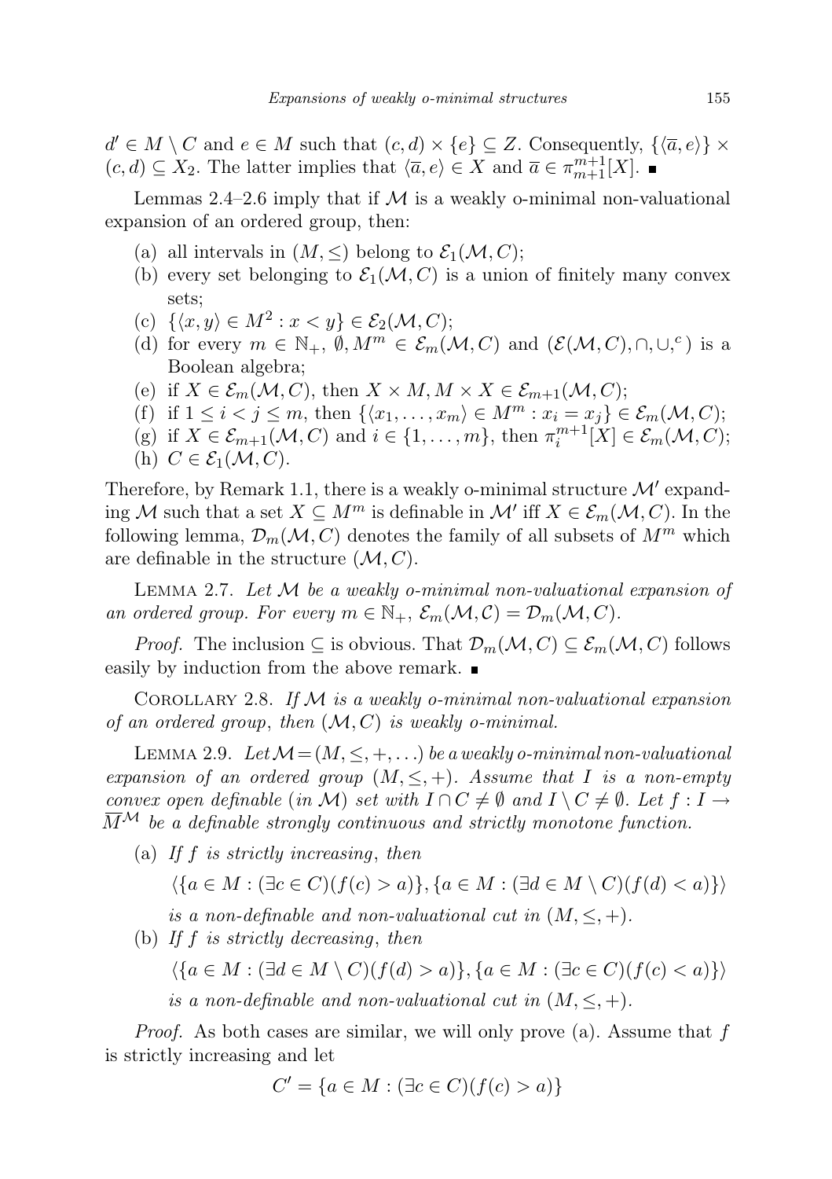$d' \in M \setminus C$ and $e \in M$ such that $(c,d) \times \{e\} \subseteq Z$. Consequently, $\{\langle \overline{a}, e\rangle\} \times (c,d) \subseteq X_2$. The latter implies that $\langle \overline{a}, e\rangle \in X$ and $\overline{a} \in \pi^{m+1}_{m+1}[X]$. ■

Lemmas 2.4–2.6 imply that if $\mathcal{M}$ is a weakly o-minimal non-valuational expansion of an ordered group, then:

(a) all intervals in $(M, \leq)$ belong to $\mathcal{E}_1(\mathcal{M}, C)$;

(b) every set belonging to $\mathcal{E}_1(\mathcal{M}, C)$ is a union of finitely many convex sets;

(c) $\{\langle x, y\rangle \in M^2 : x < y\} \in \mathcal{E}_2(\mathcal{M}, C)$;

(d) for every $m \in \mathbb{N}_+$, $\emptyset, M^m \in \mathcal{E}_m(\mathcal{M}, C)$ and $(\mathcal{E}(\mathcal{M}, C), \cap, \cup, ^c)$ is a Boolean algebra;

(e) if $X \in \mathcal{E}_m(\mathcal{M}, C)$, then $X \times M, M \times X \in \mathcal{E}_{m+1}(\mathcal{M}, C)$;

(f) if $1 \leq i < j \leq m$, then $\{\langle x_1, \ldots, x_m\rangle \in M^m : x_i = x_j\} \in \mathcal{E}_m(\mathcal{M}, C)$;

(g) if $X \in \mathcal{E}_{m+1}(\mathcal{M}, C)$ and $i \in \{1, \ldots, m\}$, then $\pi^{m+1}_i[X] \in \mathcal{E}_m(\mathcal{M}, C)$;

(h) $C \in \mathcal{E}_1(\mathcal{M}, C)$.

Therefore, by Remark 1.1, there is a weakly o-minimal structure $\mathcal{M}'$ expanding $\mathcal{M}$ such that a set $X \subseteq M^m$ is definable in $\mathcal{M}'$ iff $X \in \mathcal{E}_m(\mathcal{M}, C)$. In the following lemma, $\mathcal{D}_m(\mathcal{M}, C)$ denotes the family of all subsets of $M^m$ which are definable in the structure $(\mathcal{M}, C)$.

Lemma 2.7. *Let $\mathcal{M}$ be a weakly o-minimal non-valuational expansion of an ordered group. For every $m \in \mathbb{N}_+$, $\mathcal{E}_m(\mathcal{M}, \mathcal{C}) = \mathcal{D}_m(\mathcal{M}, C)$.*

*Proof.* The inclusion $\subseteq$ is obvious. That $\mathcal{D}_m(\mathcal{M}, C) \subseteq \mathcal{E}_m(\mathcal{M}, C)$ follows easily by induction from the above remark. ■

Corollary 2.8. *If $\mathcal{M}$ is a weakly o-minimal non-valuational expansion of an ordered group, then $(\mathcal{M}, C)$ is weakly o-minimal.*

Lemma 2.9. *Let $\mathcal{M} = (M, \leq, +, \ldots)$ be a weakly o-minimal non-valuational expansion of an ordered group $(M, \leq, +)$. Assume that $I$ is a non-empty convex open definable (in $\mathcal{M}$) set with $I \cap C \neq \emptyset$ and $I \setminus C \neq \emptyset$. Let $f : I \to \overline{M}^{\mathcal{M}}$ be a definable strongly continuous and strictly monotone function.*

(a) *If $f$ is strictly increasing, then*

$$\langle \{a \in M : (\exists c \in C)(f(c) > a)\}, \{a \in M : (\exists d \in M \setminus C)(f(d) < a)\}\rangle$$

*is a non-definable and non-valuational cut in $(M, \leq, +)$.*

(b) *If $f$ is strictly decreasing, then*

$$\langle \{a \in M : (\exists d \in M \setminus C)(f(d) > a)\}, \{a \in M : (\exists c \in C)(f(c) < a)\}\rangle$$

*is a non-definable and non-valuational cut in $(M, \leq, +)$.*

*Proof.* As both cases are similar, we will only prove (a). Assume that $f$ is strictly increasing and let

$$C' = \{a \in M : (\exists c \in C)(f(c) > a)\}$$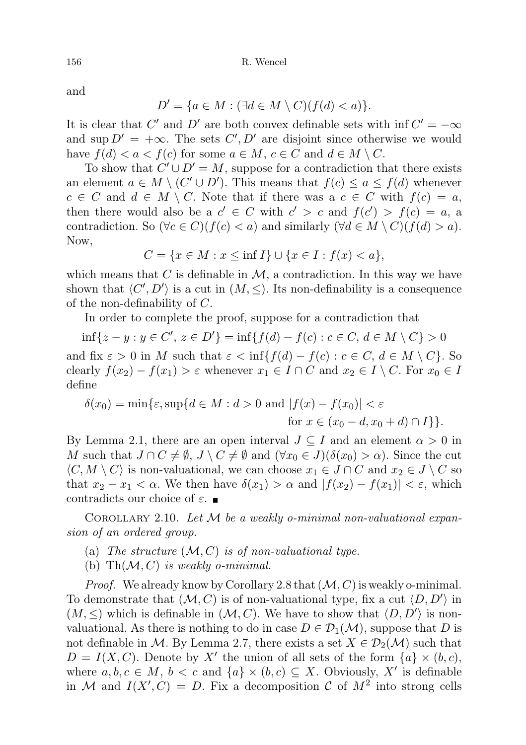and

$$D' = \{a \in M : (\exists d \in M \setminus C)(f(d) < a)\}.$$

It is clear that $C'$ and $D'$ are both convex definable sets with $\inf C' = -\infty$ and $\sup D' = +\infty$. The sets $C', D'$ are disjoint since otherwise we would have $f(d) < a < f(c)$ for some $a \in M$, $c \in C$ and $d \in M \setminus C$.

To show that $C' \cup D' = M$, suppose for a contradiction that there exists an element $a \in M \setminus (C' \cup D')$. This means that $f(c) \leq a \leq f(d)$ whenever $c \in C$ and $d \in M \setminus C$. Note that if there was a $c \in C$ with $f(c) = a$, then there would also be a $c' \in C$ with $c' > c$ and $f(c') > f(c) = a$, a contradiction. So $(\forall c \in C)(f(c) < a)$ and similarly $(\forall d \in M \setminus C)(f(d) > a)$. Now,

$$C = \{x \in M : x \leq \inf I\} \cup \{x \in I : f(x) < a\},$$

which means that $C$ is definable in $\mathcal{M}$, a contradiction. In this way we have shown that $\langle C', D' \rangle$ is a cut in $(M, \leq)$. Its non-definability is a consequence of the non-definability of $C$.

In order to complete the proof, suppose for a contradiction that

$$\inf\{z - y : y \in C',\, z \in D'\} = \inf\{f(d) - f(c) : c \in C,\, d \in M \setminus C\} > 0$$

and fix $\varepsilon > 0$ in $M$ such that $\varepsilon < \inf\{f(d) - f(c) : c \in C,\, d \in M \setminus C\}$. So clearly $f(x_2) - f(x_1) > \varepsilon$ whenever $x_1 \in I \cap C$ and $x_2 \in I \setminus C$. For $x_0 \in I$ define

$$\delta(x_0) = \min\{\varepsilon, \sup\{d \in M : d > 0 \text{ and } |f(x) - f(x_0)| < \varepsilon \text{ for } x \in (x_0 - d, x_0 + d) \cap I\}\}.$$

By Lemma 2.1, there are an open interval $J \subseteq I$ and an element $\alpha > 0$ in $M$ such that $J \cap C \neq \emptyset$, $J \setminus C \neq \emptyset$ and $(\forall x_0 \in J)(\delta(x_0) > \alpha)$. Since the cut $\langle C, M \setminus C \rangle$ is non-valuational, we can choose $x_1 \in J \cap C$ and $x_2 \in J \setminus C$ so that $x_2 - x_1 < \alpha$. We then have $\delta(x_1) > \alpha$ and $|f(x_2) - f(x_1)| < \varepsilon$, which contradicts our choice of $\varepsilon$. ∎

Corollary 2.10. *Let $\mathcal{M}$ be a weakly o-minimal non-valuational expansion of an ordered group.*

(a) *The structure $(\mathcal{M}, C)$ is of non-valuational type.*

(b) *$\mathrm{Th}(\mathcal{M}, C)$ is weakly o-minimal.*

*Proof.* We already know by Corollary 2.8 that $(\mathcal{M}, C)$ is weakly o-minimal. To demonstrate that $(\mathcal{M}, C)$ is of non-valuational type, fix a cut $\langle D, D' \rangle$ in $(M, \leq)$ which is definable in $(\mathcal{M}, C)$. We have to show that $\langle D, D' \rangle$ is non-valuational. As there is nothing to do in case $D \in \mathcal{D}_1(\mathcal{M})$, suppose that $D$ is not definable in $\mathcal{M}$. By Lemma 2.7, there exists a set $X \in \mathcal{D}_2(\mathcal{M})$ such that $D = I(X, C)$. Denote by $X'$ the union of all sets of the form $\{a\} \times (b, c)$, where $a, b, c \in M$, $b < c$ and $\{a\} \times (b, c) \subseteq X$. Obviously, $X'$ is definable in $\mathcal{M}$ and $I(X', C) = D$. Fix a decomposition $\mathcal{C}$ of $M^2$ into strong cells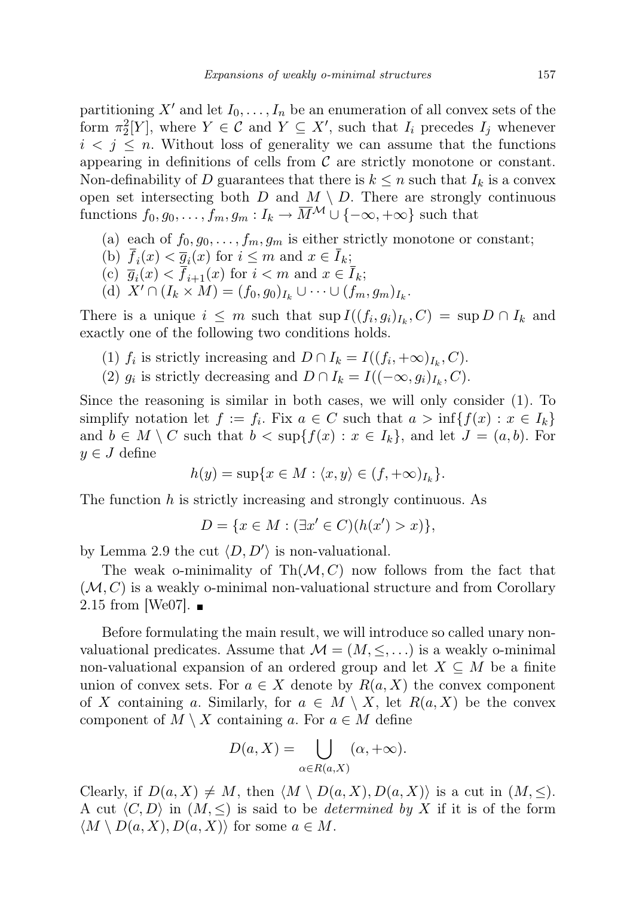partitioning $X'$ and let $I_0, \ldots, I_n$ be an enumeration of all convex sets of the form $\pi_2^2[Y]$, where $Y \in \mathcal{C}$ and $Y \subseteq X'$, such that $I_i$ precedes $I_j$ whenever $i < j \leq n$. Without loss of generality we can assume that the functions appearing in definitions of cells from $\mathcal{C}$ are strictly monotone or constant. Non-definability of $D$ guarantees that there is $k \leq n$ such that $I_k$ is a convex open set intersecting both $D$ and $M \setminus D$. There are strongly continuous functions $f_0, g_0, \ldots, f_m, g_m : I_k \to \overline{M}^{\mathcal{M}} \cup \{-\infty, +\infty\}$ such that

- (a) each of $f_0, g_0, \ldots, f_m, g_m$ is either strictly monotone or constant;
- (b) $\overline{f}_i(x) < \overline{g}_i(x)$ for $i \leq m$ and $x \in \overline{I}_k$;
- (c) $\overline{g}_i(x) < \overline{f}_{i+1}(x)$ for $i < m$ and $x \in \overline{I}_k$;
- (d) $X' \cap (I_k \times M) = (f_0, g_0)_{I_k} \cup \cdots \cup (f_m, g_m)_{I_k}$.

There is a unique $i \leq m$ such that $\sup I((f_i, g_i)_{I_k}, C) = \sup D \cap I_k$ and exactly one of the following two conditions holds.

1. $f_i$ is strictly increasing and $D \cap I_k = I((f_i, +\infty)_{I_k}, C)$.
2. $g_i$ is strictly decreasing and $D \cap I_k = I((-\infty, g_i)_{I_k}, C)$.

Since the reasoning is similar in both cases, we will only consider (1). To simplify notation let $f := f_i$. Fix $a \in C$ such that $a > \inf\{f(x) : x \in I_k\}$ and $b \in M \setminus C$ such that $b < \sup\{f(x) : x \in I_k\}$, and let $J = (a, b)$. For $y \in J$ define

$$h(y) = \sup\{x \in M : \langle x, y \rangle \in (f, +\infty)_{I_k}\}.$$

The function $h$ is strictly increasing and strongly continuous. As

$$D = \{x \in M : (\exists x' \in C)(h(x') > x)\},$$

by Lemma 2.9 the cut $\langle D, D' \rangle$ is non-valuational.

The weak o-minimality of $\mathrm{Th}(\mathcal{M}, C)$ now follows from the fact that $(\mathcal{M}, C)$ is a weakly o-minimal non-valuational structure and from Corollary 2.15 from [We07]. ∎

Before formulating the main result, we will introduce so called unary non-valuational predicates. Assume that $\mathcal{M} = (M, \leq, \ldots)$ is a weakly o-minimal non-valuational expansion of an ordered group and let $X \subseteq M$ be a finite union of convex sets. For $a \in X$ denote by $R(a, X)$ the convex component of $X$ containing $a$. Similarly, for $a \in M \setminus X$, let $R(a, X)$ be the convex component of $M \setminus X$ containing $a$. For $a \in M$ define

$$D(a, X) = \bigcup_{\alpha \in R(a,X)} (\alpha, +\infty).$$

Clearly, if $D(a, X) \neq M$, then $\langle M \setminus D(a, X), D(a, X) \rangle$ is a cut in $(M, \leq)$. A cut $\langle C, D \rangle$ in $(M, \leq)$ is said to be *determined by* $X$ if it is of the form $\langle M \setminus D(a, X), D(a, X) \rangle$ for some $a \in M$.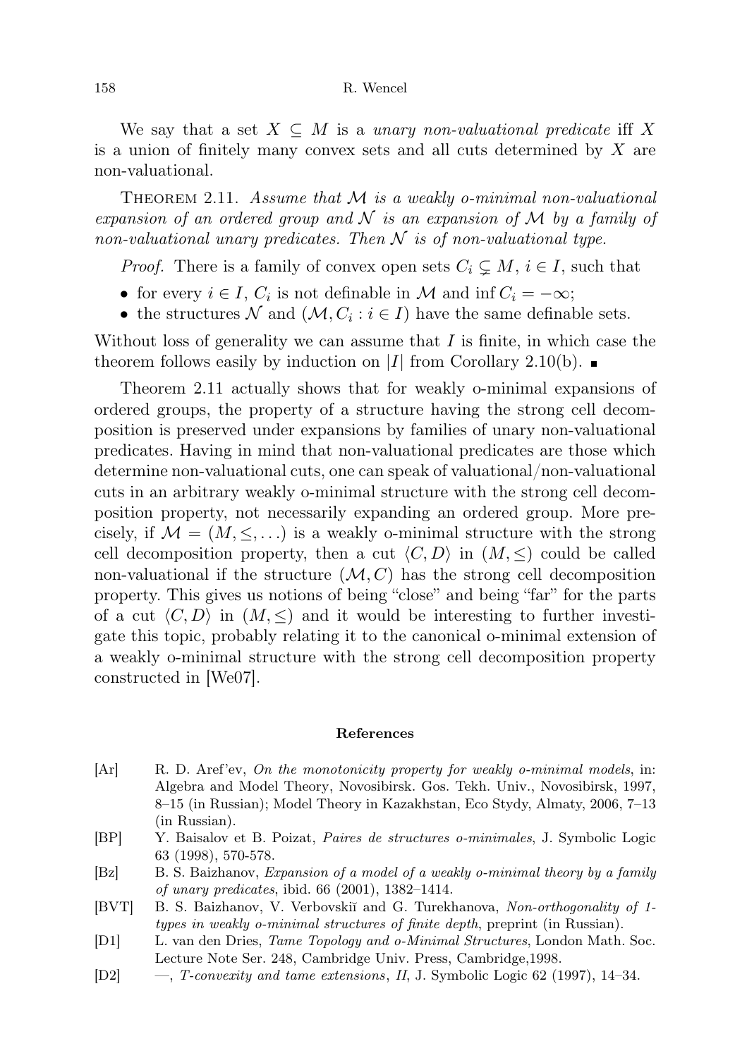We say that a set $X \subseteq M$ is a *unary non-valuational predicate* iff $X$ is a union of finitely many convex sets and all cuts determined by $X$ are non-valuational.

THEOREM 2.11. *Assume that $\mathcal{M}$ is a weakly o-minimal non-valuational expansion of an ordered group and $\mathcal{N}$ is an expansion of $\mathcal{M}$ by a family of non-valuational unary predicates. Then $\mathcal{N}$ is of non-valuational type.*

*Proof.* There is a family of convex open sets $C_i \subsetneq M$, $i \in I$, such that

- for every $i \in I$, $C_i$ is not definable in $\mathcal{M}$ and $\inf C_i = -\infty$;
- the structures $\mathcal{N}$ and $(\mathcal{M}, C_i : i \in I)$ have the same definable sets.

Without loss of generality we can assume that $I$ is finite, in which case the theorem follows easily by induction on $|I|$ from Corollary 2.10(b). ∎

Theorem 2.11 actually shows that for weakly o-minimal expansions of ordered groups, the property of a structure having the strong cell decomposition is preserved under expansions by families of unary non-valuational predicates. Having in mind that non-valuational predicates are those which determine non-valuational cuts, one can speak of valuational/non-valuational cuts in an arbitrary weakly o-minimal structure with the strong cell decomposition property, not necessarily expanding an ordered group. More precisely, if $\mathcal{M} = (M, \leq, \ldots)$ is a weakly o-minimal structure with the strong cell decomposition property, then a cut $\langle C, D \rangle$ in $(M, \leq)$ could be called non-valuational if the structure $(\mathcal{M}, C)$ has the strong cell decomposition property. This gives us notions of being "close" and being "far" for the parts of a cut $\langle C, D \rangle$ in $(M, \leq)$ and it would be interesting to further investigate this topic, probably relating it to the canonical o-minimal extension of a weakly o-minimal structure with the strong cell decomposition property constructed in [We07].

## References

[Ar] R. D. Aref'ev, *On the monotonicity property for weakly o-minimal models*, in: Algebra and Model Theory, Novosibirsk. Gos. Tekh. Univ., Novosibirsk, 1997, 8–15 (in Russian); Model Theory in Kazakhstan, Eco Stydy, Almaty, 2006, 7–13 (in Russian).

[BP] Y. Baisalov et B. Poizat, *Paires de structures o-minimales*, J. Symbolic Logic 63 (1998), 570-578.

[Bz] B. S. Baizhanov, *Expansion of a model of a weakly o-minimal theory by a family of unary predicates*, ibid. 66 (2001), 1382–1414.

[BVT] B. S. Baizhanov, V. Verbovskiĭ and G. Turekhanova, *Non-orthogonality of 1-types in weakly o-minimal structures of finite depth*, preprint (in Russian).

[D1] L. van den Dries, *Tame Topology and o-Minimal Structures*, London Math. Soc. Lecture Note Ser. 248, Cambridge Univ. Press, Cambridge,1998.

[D2] —, *T-convexity and tame extensions*, *II*, J. Symbolic Logic 62 (1997), 14–34.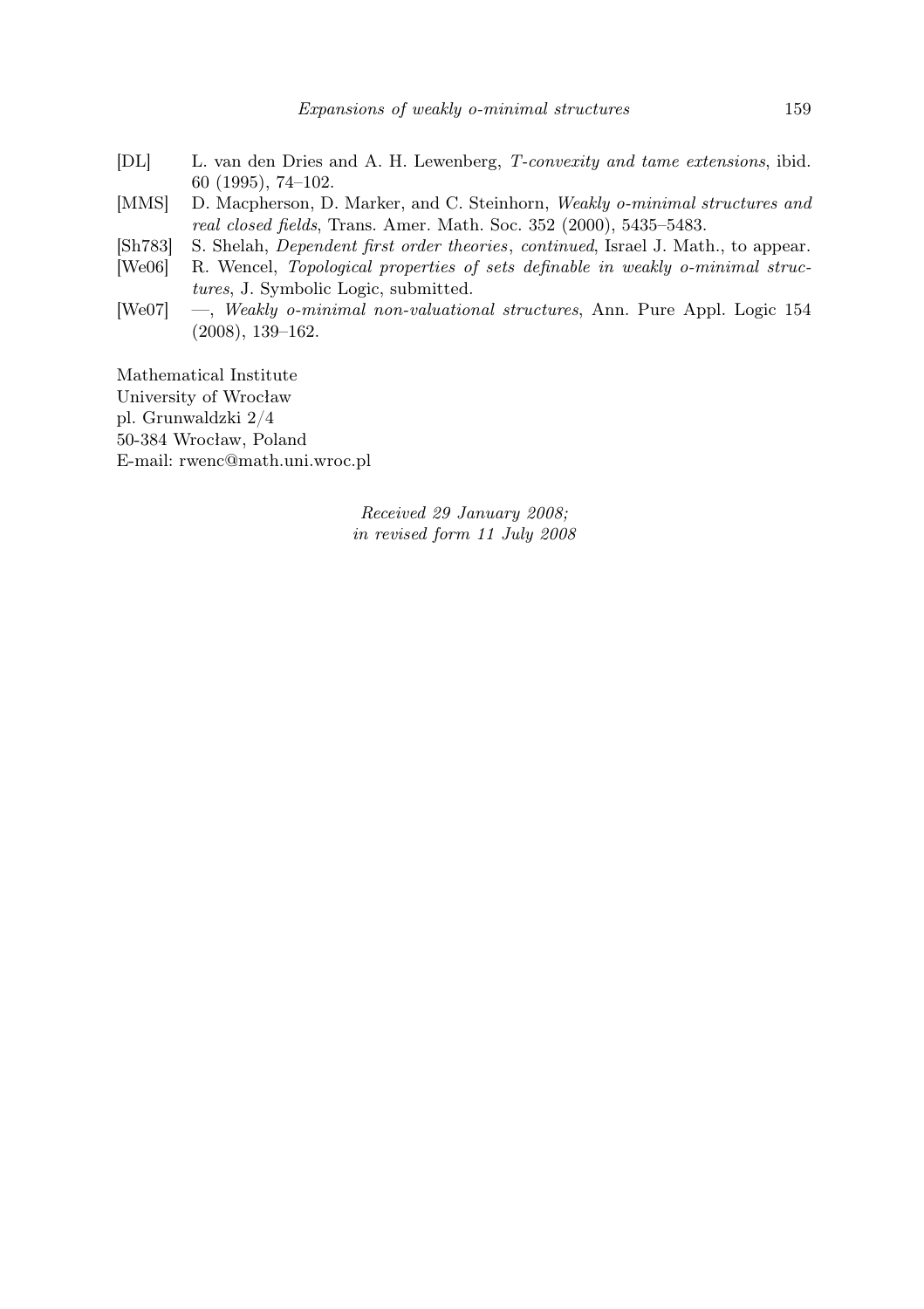- [DL] L. van den Dries and A. H. Lewenberg, *T-convexity and tame extensions*, ibid. 60 (1995), 74–102.
- [MMS] D. Macpherson, D. Marker, and C. Steinhorn, *Weakly o-minimal structures and real closed fields*, Trans. Amer. Math. Soc. 352 (2000), 5435–5483.
- [Sh783] S. Shelah, *Dependent first order theories, continued*, Israel J. Math., to appear.
- [We06] R. Wencel, *Topological properties of sets definable in weakly o-minimal structures*, J. Symbolic Logic, submitted.
- [We07] —, *Weakly o-minimal non-valuational structures*, Ann. Pure Appl. Logic 154 (2008), 139–162.

Mathematical Institute
University of Wrocław
pl. Grunwaldzki 2/4
50-384 Wrocław, Poland
E-mail: rwenc@math.uni.wroc.pl

*Received 29 January 2008;*
*in revised form 11 July 2008*